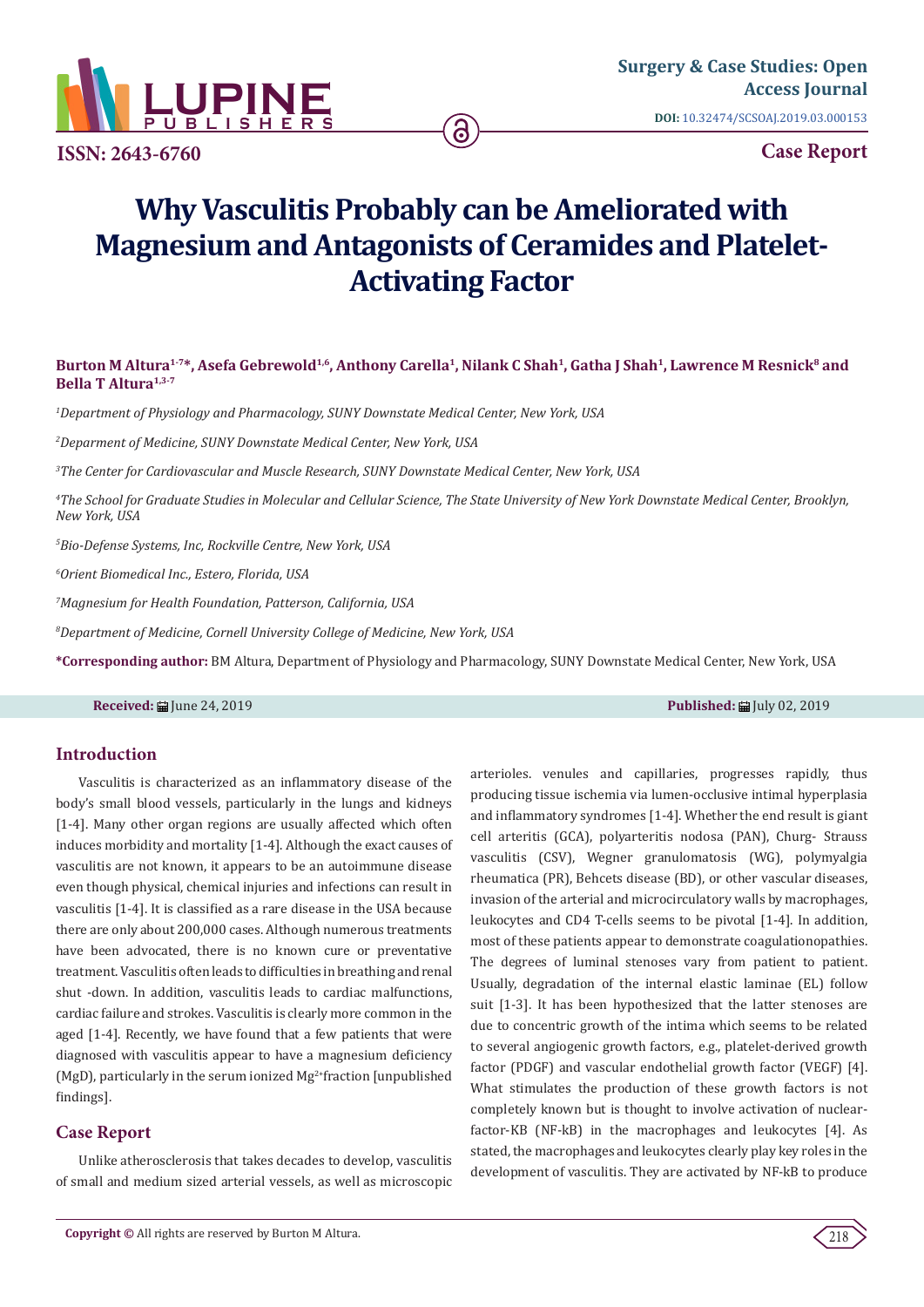Case Report

# Why Vasculitis Probably can be Ameliorated with Magnesium and Antagonists of Ceramides and Platelet-Activating Factor

**Burton M Altura[1-7]*, Asefa Gebrewold[1,6], Anthony Carella[1], Nilank C Shah[1], Gatha J Shah[1], Lawrence M Resnick[8] and Bella T Altura[1,3-7]**

*[1]Department of Physiology and Pharmacology, SUNY Downstate Medical Center, New York, USA*

*[2]Deparment of Medicine, SUNY Downstate Medical Center, New York, USA*

*[3]The Center for Cardiovascular and Muscle Research, SUNY Downstate Medical Center, New York, USA*

*[4]The School for Graduate Studies in Molecular and Cellular Science, The State University of New York Downstate Medical Center, Brooklyn, New York, USA*

*[5]Bio-Defense Systems, Inc, Rockville Centre, New York, USA*

*[6]Orient Biomedical Inc., Estero, Florida, USA*

*[7]Magnesium for Health Foundation, Patterson, California, USA*

*[8]Department of Medicine, Cornell University College of Medicine, New York, USA*

**\*Corresponding author:** BM Altura, Department of Physiology and Pharmacology, SUNY Downstate Medical Center, New York, USA

**Received:** June 24, 2019 **Published:** July 02, 2019

## Introduction

Vasculitis is characterized as an inflammatory disease of the body's small blood vessels, particularly in the lungs and kidneys [1-4]. Many other organ regions are usually affected which often induces morbidity and mortality [1-4]. Although the exact causes of vasculitis are not known, it appears to be an autoimmune disease even though physical, chemical injuries and infections can result in vasculitis [1-4]. It is classified as a rare disease in the USA because there are only about 200,000 cases. Although numerous treatments have been advocated, there is no known cure or preventative treatment. Vasculitis often leads to difficulties in breathing and renal shut -down. In addition, vasculitis leads to cardiac malfunctions, cardiac failure and strokes. Vasculitis is clearly more common in the aged [1-4]. Recently, we have found that a few patients that were diagnosed with vasculitis appear to have a magnesium deficiency (MgD), particularly in the serum ionized $Mg^{2+}$fraction [unpublished findings].

## Case Report

Unlike atherosclerosis that takes decades to develop, vasculitis of small and medium sized arterial vessels, as well as microscopic arterioles. venules and capillaries, progresses rapidly, thus producing tissue ischemia via lumen-occlusive intimal hyperplasia and inflammatory syndromes [1-4]. Whether the end result is giant cell arteritis (GCA), polyarteritis nodosa (PAN), Churg- Strauss vasculitis (CSV), Wegner granulomatosis (WG), polymyalgia rheumatica (PR), Behcets disease (BD), or other vascular diseases, invasion of the arterial and microcirculatory walls by macrophages, leukocytes and CD4 T-cells seems to be pivotal [1-4]. In addition, most of these patients appear to demonstrate coagulationopathies. The degrees of luminal stenoses vary from patient to patient. Usually, degradation of the internal elastic laminae (EL) follow suit [1-3]. It has been hypothesized that the latter stenoses are due to concentric growth of the intima which seems to be related to several angiogenic growth factors, e.g., platelet-derived growth factor (PDGF) and vascular endothelial growth factor (VEGF) [4]. What stimulates the production of these growth factors is not completely known but is thought to involve activation of nuclear-factor-KB (NF-kB) in the macrophages and leukocytes [4]. As stated, the macrophages and leukocytes clearly play key roles in the development of vasculitis. They are activated by NF-kB to produce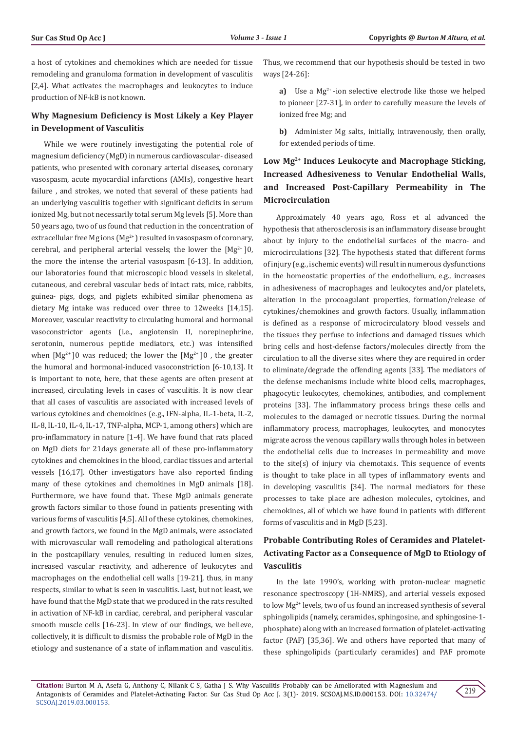a host of cytokines and chemokines which are needed for tissue remodeling and granuloma formation in development of vasculitis [2,4]. What activates the macrophages and leukocytes to induce production of NF-kB is not known.

## Why Magnesium Deficiency is Most Likely a Key Player in Development of Vasculitis

While we were routinely investigating the potential role of magnesium deficiency (MgD) in numerous cardiovascular- diseased patients, who presented with coronary arterial diseases, coronary vasospasm, acute myocardial infarctions (AMIs), congestive heart failure , and strokes, we noted that several of these patients had an underlying vasculitis together with significant deficits in serum ionized Mg, but not necessarily total serum Mg levels [5]. More than 50 years ago, two of us found that reduction in the concentration of extracellular free Mg ions ($Mg^{2+}$) resulted in vasospasm of coronary, cerebral, and peripheral arterial vessels; the lower the $[Mg^{2+}]0$, the more the intense the arterial vasospasm [6-13]. In addition, our laboratories found that microscopic blood vessels in skeletal, cutaneous, and cerebral vascular beds of intact rats, mice, rabbits, guinea- pigs, dogs, and piglets exhibited similar phenomena as dietary Mg intake was reduced over three to 12weeks [14,15]. Moreover, vascular reactivity to circulating humoral and hormonal vasoconstrictor agents (i.e., angiotensin II, norepinephrine, serotonin, numerous peptide mediators, etc.) was intensified when $[Mg^{2+}]0$ was reduced; the lower the $[Mg^{2+}]0$ , the greater the humoral and hormonal-induced vasoconstriction [6-10,13]. It is important to note, here, that these agents are often present at increased, circulating levels in cases of vasculitis. It is now clear that all cases of vasculitis are associated with increased levels of various cytokines and chemokines (e.g., IFN-alpha, IL-1-beta, IL-2, IL-8, IL-10, IL-4, IL-17, TNF-alpha, MCP-1, among others) which are pro-inflammatory in nature [1-4]. We have found that rats placed on MgD diets for 21days generate all of these pro-inflammatory cytokines and chemokines in the blood, cardiac tissues and arterial vessels [16,17]. Other investigators have also reported finding many of these cytokines and chemokines in MgD animals [18]. Furthermore, we have found that. These MgD animals generate growth factors similar to those found in patients presenting with various forms of vasculitis [4,5]. All of these cytokines, chemokines, and growth factors, we found in the MgD animals, were associated with microvascular wall remodeling and pathological alterations in the postcapillary venules, resulting in reduced lumen sizes, increased vascular reactivity, and adherence of leukocytes and macrophages on the endothelial cell walls [19-21], thus, in many respects, similar to what is seen in vasculitis. Last, but not least, we have found that the MgD state that we produced in the rats resulted in activation of NF-kB in cardiac, cerebral, and peripheral vascular smooth muscle cells [16-23]. In view of our findings, we believe, collectively, it is difficult to dismiss the probable role of MgD in the etiology and sustenance of a state of inflammation and vasculitis. Thus, we recommend that our hypothesis should be tested in two ways [24-26]:

**a)** Use a $Mg^{2+}$-ion selective electrode like those we helped to pioneer [27-31], in order to carefully measure the levels of ionized free Mg; and

**b)** Administer Mg salts, initially, intravenously, then orally, for extended periods of time.

## Low $Mg^{2+}$ Induces Leukocyte and Macrophage Sticking, Increased Adhesiveness to Venular Endothelial Walls, and Increased Post-Capillary Permeability in The Microcirculation

Approximately 40 years ago, Ross et al advanced the hypothesis that atherosclerosis is an inflammatory disease brought about by injury to the endothelial surfaces of the macro- and microcirculations [32]. The hypothesis stated that different forms of injury (e.g., ischemic events) will result in numerous dysfunctions in the homeostatic properties of the endothelium, e.g., increases in adhesiveness of macrophages and leukocytes and/or platelets, alteration in the procoagulant properties, formation/release of cytokines/chemokines and growth factors. Usually, inflammation is defined as a response of microcirculatory blood vessels and the tissues they perfuse to infections and damaged tissues which bring cells and host-defense factors/molecules directly from the circulation to all the diverse sites where they are required in order to eliminate/degrade the offending agents [33]. The mediators of the defense mechanisms include white blood cells, macrophages, phagocytic leukocytes, chemokines, antibodies, and complement proteins [33]. The inflammatory process brings these cells and molecules to the damaged or necrotic tissues. During the normal inflammatory process, macrophages, leukocytes, and monocytes migrate across the venous capillary walls through holes in between the endothelial cells due to increases in permeability and move to the site(s) of injury via chemotaxis. This sequence of events is thought to take place in all types of inflammatory events and in developing vasculitis [34]. The normal mediators for these processes to take place are adhesion molecules, cytokines, and chemokines, all of which we have found in patients with different forms of vasculitis and in MgD [5,23].

## Probable Contributing Roles of Ceramides and Platelet-Activating Factor as a Consequence of MgD to Etiology of Vasculitis

In the late 1990's, working with proton-nuclear magnetic resonance spectroscopy (1H-NMRS), and arterial vessels exposed to low $Mg^{2+}$ levels, two of us found an increased synthesis of several sphingolipids (namely, ceramides, sphingosine, and sphingosine-1-phosphate) along with an increased formation of platelet-activating factor (PAF) [35,36]. We and others have reported that many of these sphingolipids (particularly ceramides) and PAF promote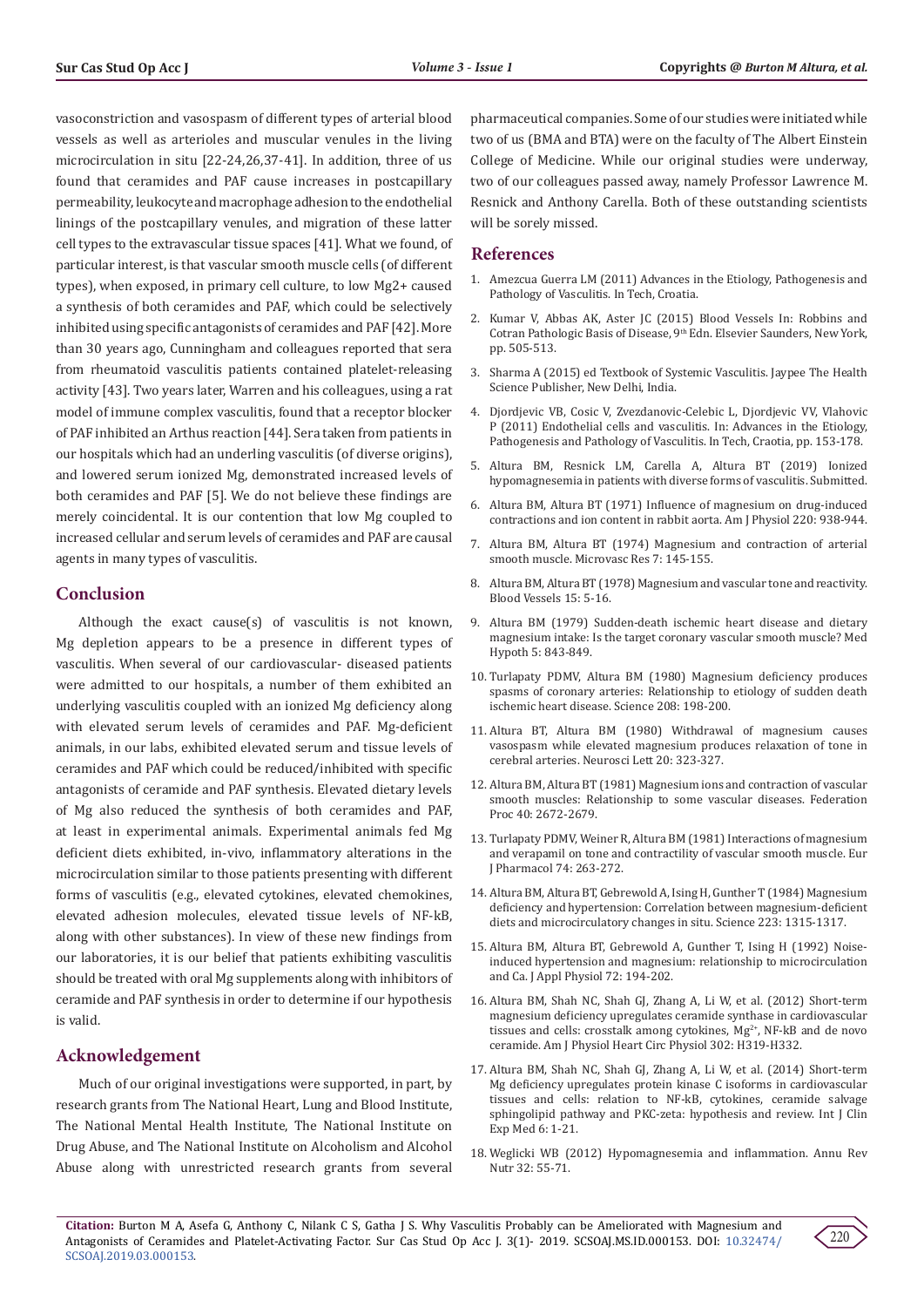vasoconstriction and vasospasm of different types of arterial blood vessels as well as arterioles and muscular venules in the living microcirculation in situ [22-24,26,37-41]. In addition, three of us found that ceramides and PAF cause increases in postcapillary permeability, leukocyte and macrophage adhesion to the endothelial linings of the postcapillary venules, and migration of these latter cell types to the extravascular tissue spaces [41]. What we found, of particular interest, is that vascular smooth muscle cells (of different types), when exposed, in primary cell culture, to low $Mg^{2+}$ caused a synthesis of both ceramides and PAF, which could be selectively inhibited using specific antagonists of ceramides and PAF [42]. More than 30 years ago, Cunningham and colleagues reported that sera from rheumatoid vasculitis patients contained platelet-releasing activity [43]. Two years later, Warren and his colleagues, using a rat model of immune complex vasculitis, found that a receptor blocker of PAF inhibited an Arthus reaction [44]. Sera taken from patients in our hospitals which had an underling vasculitis (of diverse origins), and lowered serum ionized Mg, demonstrated increased levels of both ceramides and PAF [5]. We do not believe these findings are merely coincidental. It is our contention that low Mg coupled to increased cellular and serum levels of ceramides and PAF are causal agents in many types of vasculitis.

## Conclusion

Although the exact cause(s) of vasculitis is not known, Mg depletion appears to be a presence in different types of vasculitis. When several of our cardiovascular- diseased patients were admitted to our hospitals, a number of them exhibited an underlying vasculitis coupled with an ionized Mg deficiency along with elevated serum levels of ceramides and PAF. Mg-deficient animals, in our labs, exhibited elevated serum and tissue levels of ceramides and PAF which could be reduced/inhibited with specific antagonists of ceramide and PAF synthesis. Elevated dietary levels of Mg also reduced the synthesis of both ceramides and PAF, at least in experimental animals. Experimental animals fed Mg deficient diets exhibited, in-vivo, inflammatory alterations in the microcirculation similar to those patients presenting with different forms of vasculitis (e.g., elevated cytokines, elevated chemokines, elevated adhesion molecules, elevated tissue levels of NF-kB, along with other substances). In view of these new findings from our laboratories, it is our belief that patients exhibiting vasculitis should be treated with oral Mg supplements along with inhibitors of ceramide and PAF synthesis in order to determine if our hypothesis is valid.

## Acknowledgement

Much of our original investigations were supported, in part, by research grants from The National Heart, Lung and Blood Institute, The National Mental Health Institute, The National Institute on Drug Abuse, and The National Institute on Alcoholism and Alcohol Abuse along with unrestricted research grants from several pharmaceutical companies. Some of our studies were initiated while two of us (BMA and BTA) were on the faculty of The Albert Einstein College of Medicine. While our original studies were underway, two of our colleagues passed away, namely Professor Lawrence M. Resnick and Anthony Carella. Both of these outstanding scientists will be sorely missed.

## References

1. Amezcua Guerra LM (2011) Advances in the Etiology, Pathogenesis and Pathology of Vasculitis. In Tech, Croatia.
2. Kumar V, Abbas AK, Aster JC (2015) Blood Vessels In: Robbins and Cotran Pathologic Basis of Disease, 9th Edn. Elsevier Saunders, New York, pp. 505-513.
3. Sharma A (2015) ed Textbook of Systemic Vasculitis. Jaypee The Health Science Publisher, New Delhi, India.
4. Djordjevic VB, Cosic V, Zvezdanovic-Celebic L, Djordjevic VV, Vlahovic P (2011) Endothelial cells and vasculitis. In: Advances in the Etiology, Pathogenesis and Pathology of Vasculitis. In Tech, Craotia, pp. 153-178.
5. Altura BM, Resnick LM, Carella A, Altura BT (2019) Ionized hypomagnesemia in patients with diverse forms of vasculitis. Submitted.
6. Altura BM, Altura BT (1971) Influence of magnesium on drug-induced contractions and ion content in rabbit aorta. Am J Physiol 220: 938-944.
7. Altura BM, Altura BT (1974) Magnesium and contraction of arterial smooth muscle. Microvasc Res 7: 145-155.
8. Altura BM, Altura BT (1978) Magnesium and vascular tone and reactivity. Blood Vessels 15: 5-16.
9. Altura BM (1979) Sudden-death ischemic heart disease and dietary magnesium intake: Is the target coronary vascular smooth muscle? Med Hypoth 5: 843-849.
10. Turlapaty PDMV, Altura BM (1980) Magnesium deficiency produces spasms of coronary arteries: Relationship to etiology of sudden death ischemic heart disease. Science 208: 198-200.
11. Altura BT, Altura BM (1980) Withdrawal of magnesium causes vasospasm while elevated magnesium produces relaxation of tone in cerebral arteries. Neurosci Lett 20: 323-327.
12. Altura BM, Altura BT (1981) Magnesium ions and contraction of vascular smooth muscles: Relationship to some vascular diseases. Federation Proc 40: 2672-2679.
13. Turlapaty PDMV, Weiner R, Altura BM (1981) Interactions of magnesium and verapamil on tone and contractility of vascular smooth muscle. Eur J Pharmacol 74: 263-272.
14. Altura BM, Altura BT, Gebrewold A, Ising H, Gunther T (1984) Magnesium deficiency and hypertension: Correlation between magnesium-deficient diets and microcirculatory changes in situ. Science 223: 1315-1317.
15. Altura BM, Altura BT, Gebrewold A, Gunther T, Ising H (1992) Noise-induced hypertension and magnesium: relationship to microcirculation and Ca. J Appl Physiol 72: 194-202.
16. Altura BM, Shah NC, Shah GJ, Zhang A, Li W, et al. (2012) Short-term magnesium deficiency upregulates ceramide synthase in cardiovascular tissues and cells: crosstalk among cytokines, $Mg^{2+}$, NF-kB and de novo ceramide. Am J Physiol Heart Circ Physiol 302: H319-H332.
17. Altura BM, Shah NC, Shah GJ, Zhang A, Li W, et al. (2014) Short-term Mg deficiency upregulates protein kinase C isoforms in cardiovascular tissues and cells: relation to NF-kB, cytokines, ceramide salvage sphingolipid pathway and PKC-zeta: hypothesis and review. Int J Clin Exp Med 6: 1-21.
18. Weglicki WB (2012) Hypomagnesemia and inflammation. Annu Rev Nutr 32: 55-71.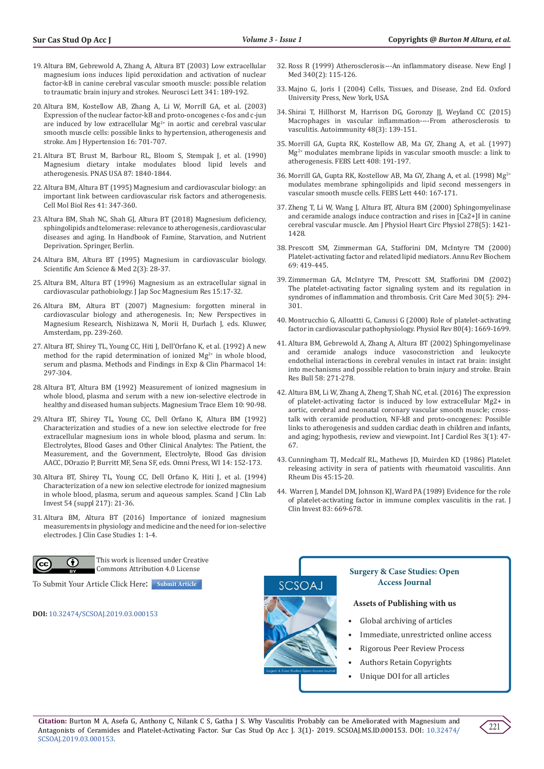19. Altura BM, Gebrewold A, Zhang A, Altura BT (2003) Low extracellular magnesium ions induces lipid peroxidation and activation of nuclear factor-kB in canine cerebral vascular smooth muscle: possible relation to traumatic brain injury and strokes. Neurosci Lett 341: 189-192.

20. Altura BM, Kostellow AB, Zhang A, Li W, Morrill GA, et al. (2003) Expression of the nuclear factor-kB and proto-oncogenes c-fos and c-jun are induced by low extracellular $Mg^{2+}$ in aortic and cerebral vascular smooth muscle cells: possible links to hypertension, atherogenesis and stroke. Am J Hypertension 16: 701-707.

21. Altura BT, Brust M, Barbour RL, Bloom S, Stempak J, et al. (1990) Magnesium dietary intake modulates blood lipid levels and atherogenesis. PNAS USA 87: 1840-1844.

22. Altura BM, Altura BT (1995) Magnesium and cardiovascular biology: an important link between cardiovascular risk factors and atherogenesis. Cell Mol Biol Res 41: 347-360.

23. Altura BM, Shah NC, Shah GJ, Altura BT (2018) Magnesium deficiency, sphingolipids and telomerase: relevance to atherogenesis, cardiovascular diseases and aging. In Handbook of Famine, Starvation, and Nutrient Deprivation. Springer, Berlin.

24. Altura BM, Altura BT (1995) Magnesium in cardiovascular biology. Scientific Am Science & Med 2(3): 28-37.

25. Altura BM, Altura BT (1996) Magnesium as an extracellular signal in cardiovascular pathobiology. J Jap Soc Magnesium Res 15:17-32.

26. Altura BM, Altura BT (2007) Magnesium: forgotten mineral in cardiovascular biology and atherogenesis. In; New Perspectives in Magnesium Research, Nishizawa N, Morii H, Durlach J, eds. Kluwer, Amsterdam, pp. 239-260.

27. Altura BT, Shirey TL, Young CC, Hiti J, Dell'Orfano K, et al. (1992) A new method for the rapid determination of ionized $Mg^{2+}$ in whole blood, serum and plasma. Methods and Findings in Exp & Clin Pharmacol 14: 297-304.

28. Altura BT, Altura BM (1992) Measurement of ionized magnesium in whole blood, plasma and serum with a new ion-selective electrode in healthy and diseased human subjects. Magnesium Trace Elem 10: 90-98.

29. Altura BT, Shirey TL, Young CC, Dell Orfano K, Altura BM (1992) Characterization and studies of a new ion selective electrode for free extracellular magnesium ions in whole blood, plasma and serum. In: Electrolytes, Blood Gases and Other Clinical Analytes: The Patient, the Measurement, and the Government, Electrolyte, Blood Gas division AACC, DOrazio P, Burritt MF, Sena SF, eds. Omni Press, WI 14: 152-173.

30. Altura BT, Shirey TL, Young CC, Dell Orfano K, Hiti J, et al. (1994) Characterization of a new ion selective electrode for ionized magnesium in whole blood, plasma, serum and aqueous samples. Scand J Clin Lab Invest 54 (suppl 217): 21-36.

31. Altura BM, Altura BT (2016) Importance of ionized magnesium measurements in physiology and medicine and the need for ion-selective electrodes. J Clin Case Studies 1: 1-4.

32. Ross R (1999) Atherosclerosis---An inflammatory disease. New Engl J Med 340(2): 115-126.

33. Majno G, Joris I (2004) Cells, Tissues, and Disease, 2nd Ed. Oxford University Press, New York, USA.

34. Shirai T, Hillhorst M, Harrison DG, Goronzy JJ, Weyland CC (2015) Macrophages in vascular inflammation----From atherosclerosis to vasculitis. Autoimmunity 48(3): 139-151.

35. Morrill GA, Gupta RK, Kostellow AB, Ma GY, Zhang A, et al. (1997) $Mg^{2+}$ modulates membrane lipids in vascular smooth muscle: a link to atherogenesis. FEBS Lett 408: 191-197.

36. Morrill GA, Gupta RK, Kostellow AB, Ma GY, Zhang A, et al. (1998) $Mg^{2+}$ modulates membrane sphingolipids and lipid second messengers in vascular smooth muscle cells. FEBS Lett 440: 167-171.

37. Zheng T, Li W, Wang J, Altura BT, Altura BM (2000) Sphingomyelinase and ceramide analogs induce contraction and rises in $[Ca2+]I$ in canine cerebral vascular muscle. Am J Physiol Heart Circ Physiol 278(5): 1421-1428.

38. Prescott SM, Zimmerman GA, Stafforini DM, McIntyre TM (2000) Platelet-activating factor and related lipid mediators. Annu Rev Biochem 69: 419-445.

39. Zimmerman GA, McIntyre TM, Prescott SM, Stafforini DM (2002) The platelet-activating factor signaling system and its regulation in syndromes of inflammation and thrombosis. Crit Care Med 30(5): 294-301.

40. Montrucchio G, Alloattti G, Canussi G (2000) Role of platelet-activating factor in cardiovascular pathophysiology. Physiol Rev 80(4): 1669-1699.

41. Altura BM, Gebrewold A, Zhang A, Altura BT (2002) Sphingomyelinase and ceramide analogs induce vasoconstriction and leukocyte endothelial interactions in cerebral venules in intact rat brain: insight into mechanisms and possible relation to brain injury and stroke. Brain Res Bull 58: 271-278.

42. Altura BM, Li W, Zhang A, Zheng T, Shah NC, et al. (2016) The expression of platelet-activating factor is induced by low extracellular Mg2+ in aortic, cerebral and neonatal coronary vascular smooth muscle; cross-talk with ceramide production, NF-kB and proto-oncogenes: Possible links to atherogenesis and sudden cardiac death in children and infants, and aging; hypothesis, review and viewpoint. Int J Cardiol Res 3(1): 47-67.

43. Cunningham TJ, Medcalf RL, Mathews JD, Muirden KD (1986) Platelet releasing activity in sera of patients with rheumatoid vasculitis. Ann Rheum Dis 45:15-20.

44. Warren J, Mandel DM, Johnson KJ, Ward PA (1989) Evidence for the role of platelet-activating factor in immune complex vasculitis in the rat. J Clin Invest 83: 669-678.

This work is licensed under Creative Commons Attribution 4.0 License

To Submit Your Article Click Here: Submit Article

**DOI:** 10.32474/SCSOAJ.2019.03.000153

**Surgery & Case Studies: Open Access Journal**

**Assets of Publishing with us**

- Global archiving of articles
- Immediate, unrestricted online access
- Rigorous Peer Review Process
- Authors Retain Copyrights
- Unique DOI for all articles

**Citation:** Burton M A, Asefa G, Anthony C, Nilank C S, Gatha J S. Why Vasculitis Probably can be Ameliorated with Magnesium and Antagonists of Ceramides and Platelet-Activating Factor. Sur Cas Stud Op Acc J. 3(1)- 2019. SCSOAJ.MS.ID.000153. DOI: 10.32474/SCSOAJ.2019.03.000153.